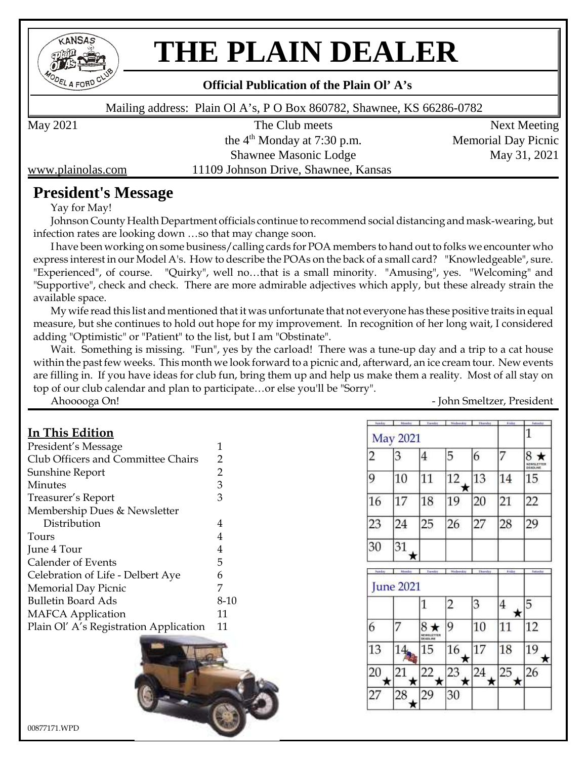# THE PLAIN DEALER

**Official Publication of the Plain Ol' A's**

Mailing address: Plain Ol A's, P O Box 860782, Shawnee, KS 66286-0782

May 2021

The Club meets the 4th Monday at 7:30 p.m.
Shawnee Masonic Lodge
11109 Johnson Drive, Shawnee, Kansas

Next Meeting
Memorial Day Picnic
May 31, 2021

www.plainolas.com

## President's Message

Yay for May!

Johnson County Health Department officials continue to recommend social distancing and mask-wearing, but infection rates are looking down …so that may change soon.

I have been working on some business/calling cards for POA members to hand out to folks we encounter who express interest in our Model A's. How to describe the POAs on the back of a small card? "Knowledgeable", sure. "Experienced", of course. "Quirky", well no…that is a small minority. "Amusing", yes. "Welcoming" and "Supportive", check and check. There are more admirable adjectives which apply, but these already strain the available space.

My wife read this list and mentioned that it was unfortunate that not everyone has these positive traits in equal measure, but she continues to hold out hope for my improvement. In recognition of her long wait, I considered adding "Optimistic" or "Patient" to the list, but I am "Obstinate".

Wait. Something is missing. "Fun", yes by the carload! There was a tune-up day and a trip to a cat house within the past few weeks. This month we look forward to a picnic and, afterward, an ice cream tour. New events are filling in. If you have ideas for club fun, bring them up and help us make them a reality. Most of all stay on top of our club calendar and plan to participate…or else you'll be "Sorry".

Ahooooga On!

- John Smeltzer, President

### In This Edition

| | |
|---|---|
| President's Message | 1 |
| Club Officers and Committee Chairs | 2 |
| Sunshine Report | 2 |
| Minutes | 3 |
| Treasurer's Report | 3 |
| Membership Dues & Newsletter Distribution | 4 |
| Tours | 4 |
| June 4 Tour | 4 |
| Calender of Events | 5 |
| Celebration of Life - Delbert Aye | 6 |
| Memorial Day Picnic | 7 |
| Bulletin Board Ads | 8-10 |
| MAFCA Application | 11 |
| Plain Ol' A's Registration Application | 11 |

**May 2021**

| Sunday | Monday | Tuesday | Wednesday | Thursday | Friday | Saturday |
|---|---|---|---|---|---|---|
| | | | | | | 1 |
| 2 | 3 | 4 | 5 | 6 | 7 | 8 ★ NEWSLETTER DEADLINE |
| 9 | 10 | 11 | 12 ★ | 13 | 14 | 15 |
| 16 | 17 | 18 | 19 | 20 | 21 | 22 |
| 23 | 24 | 25 | 26 | 27 | 28 | 29 |
| 30 | 31 ★ | | | | | |

**June 2021**

| Sunday | Monday | Tuesday | Wednesday | Thursday | Friday | Saturday |
|---|---|---|---|---|---|---|
| | | 1 | 2 | 3 | 4 ★ | 5 |
| 6 | 7 | 8 ★ NEWSLETTER DEADLINE | 9 | 10 | 11 | 12 |
| 13 | 14 | 15 | 16 ★ | 17 | 18 | 19 ★ |
| 20 ★ | 21 ★ | 22 ★ | 23 ★ | 24 ★ | 25 ★ | 26 |
| 27 | 28 ★ | 29 | 30 | | | |

00877171.WPD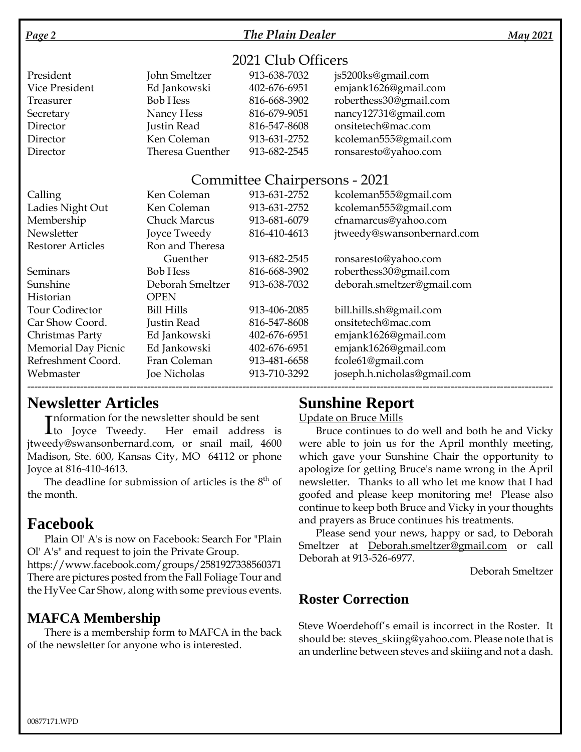## 2021 Club Officers

| | | | |
|---|---|---|---|
| President | John Smeltzer | 913-638-7032 | js5200ks@gmail.com |
| Vice President | Ed Jankowski | 402-676-6951 | emjank1626@gmail.com |
| Treasurer | Bob Hess | 816-668-3902 | roberthess30@gmail.com |
| Secretary | Nancy Hess | 816-679-9051 | nancy12731@gmail.com |
| Director | Justin Read | 816-547-8608 | onsitetech@mac.com |
| Director | Ken Coleman | 913-631-2752 | kcoleman555@gmail.com |
| Director | Theresa Guenther | 913-682-2545 | ronsaresto@yahoo.com |

## Committee Chairpersons - 2021

| | | | |
|---|---|---|---|
| Calling | Ken Coleman | 913-631-2752 | kcoleman555@gmail.com |
| Ladies Night Out | Ken Coleman | 913-631-2752 | kcoleman555@gmail.com |
| Membership | Chuck Marcus | 913-681-6079 | cfnamarcus@yahoo.com |
| Newsletter | Joyce Tweedy | 816-410-4613 | jtweedy@swansonbernard.com |
| Restorer Articles | Ron and Theresa Guenther | 913-682-2545 | ronsaresto@yahoo.com |
| Seminars | Bob Hess | 816-668-3902 | roberthess30@gmail.com |
| Sunshine | Deborah Smeltzer | 913-638-7032 | deborah.smeltzer@gmail.com |
| Historian | OPEN | | |
| Tour Codirector | Bill Hills | 913-406-2085 | bill.hills.sh@gmail.com |
| Car Show Coord. | Justin Read | 816-547-8608 | onsitetech@mac.com |
| Christmas Party | Ed Jankowski | 402-676-6951 | emjank1626@gmail.com |
| Memorial Day Picnic | Ed Jankowski | 402-676-6951 | emjank1626@gmail.com |
| Refreshment Coord. | Fran Coleman | 913-481-6658 | fcole61@gmail.com |
| Webmaster | Joe Nicholas | 913-710-3292 | joseph.h.nicholas@gmail.com |

---

## Newsletter Articles

Information for the newsletter should be sent to Joyce Tweedy. Her email address is jtweedy@swansonbernard.com, or snail mail, 4600 Madison, Ste. 600, Kansas City, MO 64112 or phone Joyce at 816-410-4613.

The deadline for submission of articles is the 8th of the month.

## Facebook

Plain Ol' A's is now on Facebook: Search For "Plain Ol' A's" and request to join the Private Group. https://www.facebook.com/groups/2581927338560371 There are pictures posted from the Fall Foliage Tour and the HyVee Car Show, along with some previous events.

### MAFCA Membership

There is a membership form to MAFCA in the back of the newsletter for anyone who is interested.

## Sunshine Report

Update on Bruce Mills

Bruce continues to do well and both he and Vicky were able to join us for the April monthly meeting, which gave your Sunshine Chair the opportunity to apologize for getting Bruce's name wrong in the April newsletter. Thanks to all who let me know that I had goofed and please keep monitoring me! Please also continue to keep both Bruce and Vicky in your thoughts and prayers as Bruce continues his treatments.

Please send your news, happy or sad, to Deborah Smeltzer at Deborah.smeltzer@gmail.com or call Deborah at 913-526-6977.

Deborah Smeltzer

### Roster Correction

Steve Woerdehoff's email is incorrect in the Roster. It should be: steves_skiing@yahoo.com. Please note that is an underline between steves and skiiing and not a dash.

00877171.WPD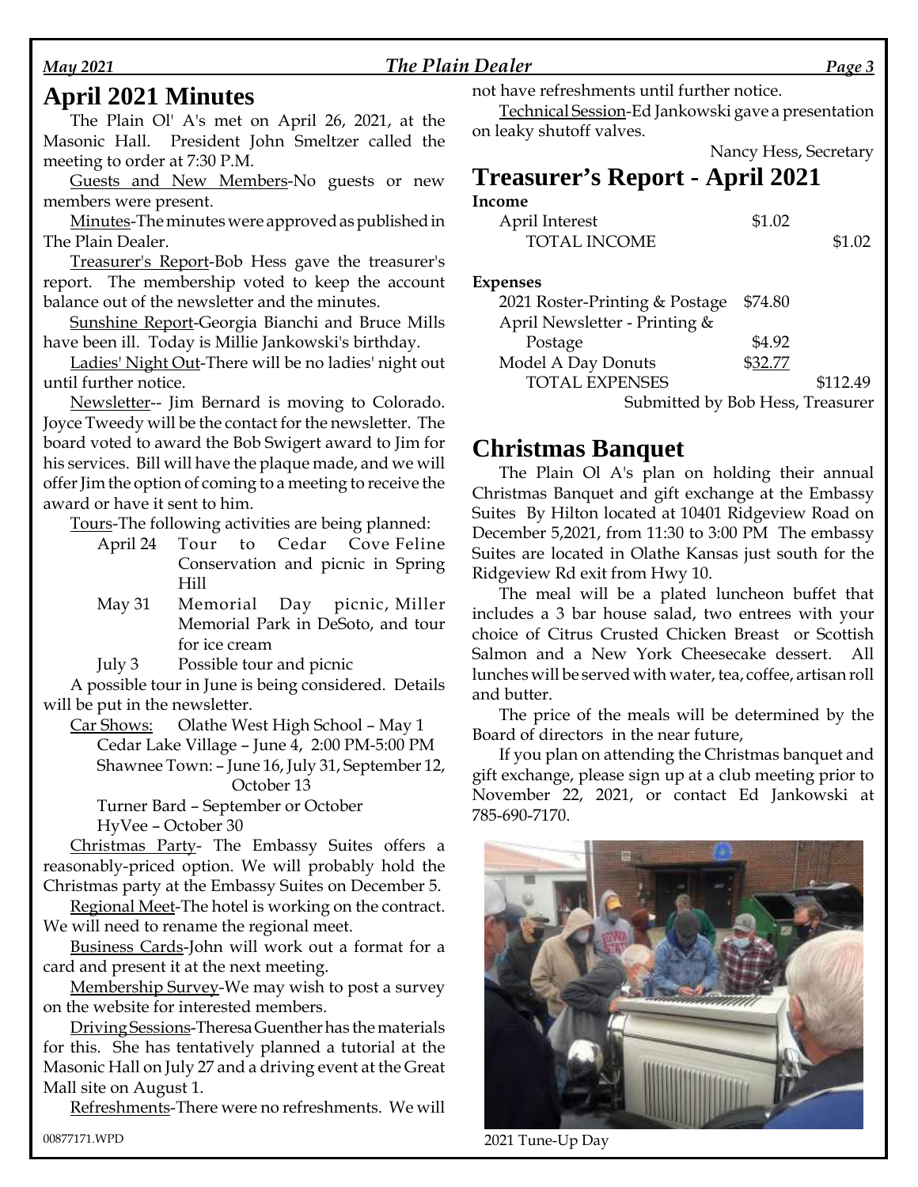## April 2021 Minutes

The Plain Ol' A's met on April 26, 2021, at the Masonic Hall. President John Smeltzer called the meeting to order at 7:30 P.M.

Guests and New Members-No guests or new members were present.

Minutes-The minutes were approved as published in The Plain Dealer.

Treasurer's Report-Bob Hess gave the treasurer's report. The membership voted to keep the account balance out of the newsletter and the minutes.

Sunshine Report-Georgia Bianchi and Bruce Mills have been ill. Today is Millie Jankowski's birthday.

Ladies' Night Out-There will be no ladies' night out until further notice.

Newsletter-- Jim Bernard is moving to Colorado. Joyce Tweedy will be the contact for the newsletter. The board voted to award the Bob Swigert award to Jim for his services. Bill will have the plaque made, and we will offer Jim the option of coming to a meeting to receive the award or have it sent to him.

Tours-The following activities are being planned:

- April 24 Tour to Cedar Cove Feline Conservation and picnic in Spring Hill
- May 31 Memorial Day picnic, Miller Memorial Park in DeSoto, and tour for ice cream
- July 3 Possible tour and picnic

A possible tour in June is being considered. Details will be put in the newsletter.

Car Shows: Olathe West High School – May 1
Cedar Lake Village – June 4, 2:00 PM-5:00 PM
Shawnee Town: – June 16, July 31, September 12, October 13
Turner Bard – September or October
HyVee – October 30

Christmas Party- The Embassy Suites offers a reasonably-priced option. We will probably hold the Christmas party at the Embassy Suites on December 5.

Regional Meet-The hotel is working on the contract. We will need to rename the regional meet.

Business Cards-John will work out a format for a card and present it at the next meeting.

Membership Survey-We may wish to post a survey on the website for interested members.

Driving Sessions-Theresa Guenther has the materials for this. She has tentatively planned a tutorial at the Masonic Hall on July 27 and a driving event at the Great Mall site on August 1.

Refreshments-There were no refreshments. We will not have refreshments until further notice.

Technical Session-Ed Jankowski gave a presentation on leaky shutoff valves.

Nancy Hess, Secretary

## Treasurer's Report - April 2021

**Income**

| | | |
|---|---|---|
| April Interest | $1.02 | |
| TOTAL INCOME | | $1.02 |

**Expenses**

| | | |
|---|---|---|
| 2021 Roster-Printing & Postage | $74.80 | |
| April Newsletter - Printing & Postage | $4.92 | |
| Model A Day Donuts | $32.77 | |
| TOTAL EXPENSES | | $112.49 |

Submitted by Bob Hess, Treasurer

## Christmas Banquet

The Plain Ol A's plan on holding their annual Christmas Banquet and gift exchange at the Embassy Suites By Hilton located at 10401 Ridgeview Road on December 5,2021, from 11:30 to 3:00 PM The embassy Suites are located in Olathe Kansas just south for the Ridgeview Rd exit from Hwy 10.

The meal will be a plated luncheon buffet that includes a 3 bar house salad, two entrees with your choice of Citrus Crusted Chicken Breast or Scottish Salmon and a New York Cheesecake dessert. All lunches will be served with water, tea, coffee, artisan roll and butter.

The price of the meals will be determined by the Board of directors in the near future,

If you plan on attending the Christmas banquet and gift exchange, please sign up at a club meeting prior to November 22, 2021, or contact Ed Jankowski at 785-690-7170.

2021 Tune-Up Day

00877171.WPD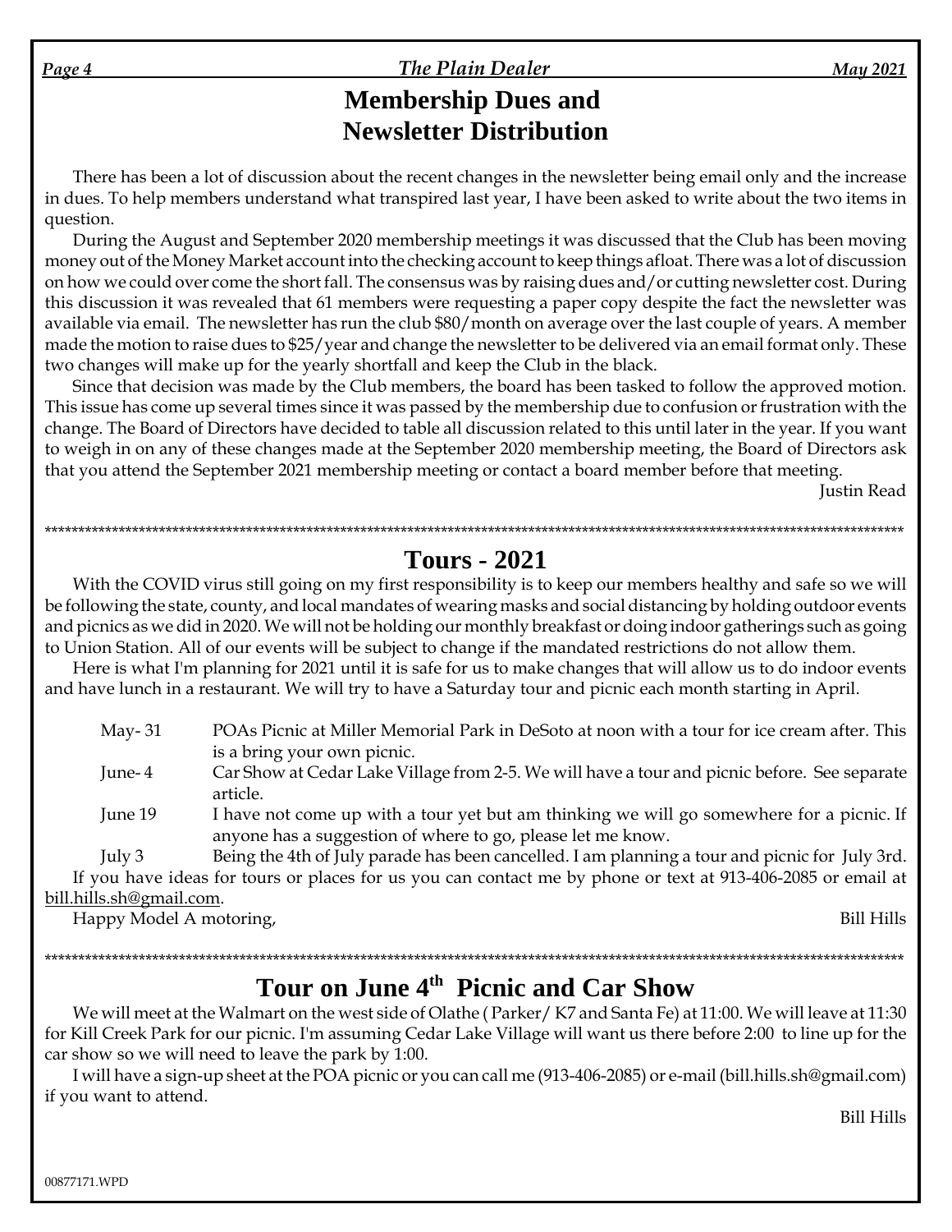# Membership Dues and Newsletter Distribution

There has been a lot of discussion about the recent changes in the newsletter being email only and the increase in dues. To help members understand what transpired last year, I have been asked to write about the two items in question.

During the August and September 2020 membership meetings it was discussed that the Club has been moving money out of the Money Market account into the checking account to keep things afloat. There was a lot of discussion on how we could over come the short fall. The consensus was by raising dues and/or cutting newsletter cost. During this discussion it was revealed that 61 members were requesting a paper copy despite the fact the newsletter was available via email. The newsletter has run the club $80/month on average over the last couple of years. A member made the motion to raise dues to $25/year and change the newsletter to be delivered via an email format only. These two changes will make up for the yearly shortfall and keep the Club in the black.

Since that decision was made by the Club members, the board has been tasked to follow the approved motion. This issue has come up several times since it was passed by the membership due to confusion or frustration with the change. The Board of Directors have decided to table all discussion related to this until later in the year. If you want to weigh in on any of these changes made at the September 2020 membership meeting, the Board of Directors ask that you attend the September 2021 membership meeting or contact a board member before that meeting.

Justin Read

*******************************************************************************************************************************************

# Tours - 2021

With the COVID virus still going on my first responsibility is to keep our members healthy and safe so we will be following the state, county, and local mandates of wearing masks and social distancing by holding outdoor events and picnics as we did in 2020. We will not be holding our monthly breakfast or doing indoor gatherings such as going to Union Station. All of our events will be subject to change if the mandated restrictions do not allow them.

Here is what I'm planning for 2021 until it is safe for us to make changes that will allow us to do indoor events and have lunch in a restaurant. We will try to have a Saturday tour and picnic each month starting in April.

May- 31 POAs Picnic at Miller Memorial Park in DeSoto at noon with a tour for ice cream after. This is a bring your own picnic.

June- 4 Car Show at Cedar Lake Village from 2-5. We will have a tour and picnic before. See separate article.

June 19 I have not come up with a tour yet but am thinking we will go somewhere for a picnic. If anyone has a suggestion of where to go, please let me know.

July 3 Being the 4th of July parade has been cancelled. I am planning a tour and picnic for July 3rd.

If you have ideas for tours or places for us you can contact me by phone or text at 913-406-2085 or email at bill.hills.sh@gmail.com.

Happy Model A motoring,

Bill Hills

*******************************************************************************************************************************************

# Tour on June 4th Picnic and Car Show

We will meet at the Walmart on the west side of Olathe ( Parker/ K7 and Santa Fe) at 11:00. We will leave at 11:30 for Kill Creek Park for our picnic. I'm assuming Cedar Lake Village will want us there before 2:00 to line up for the car show so we will need to leave the park by 1:00.

I will have a sign-up sheet at the POA picnic or you can call me (913-406-2085) or e-mail (bill.hills.sh@gmail.com) if you want to attend.

Bill Hills

00877171.WPD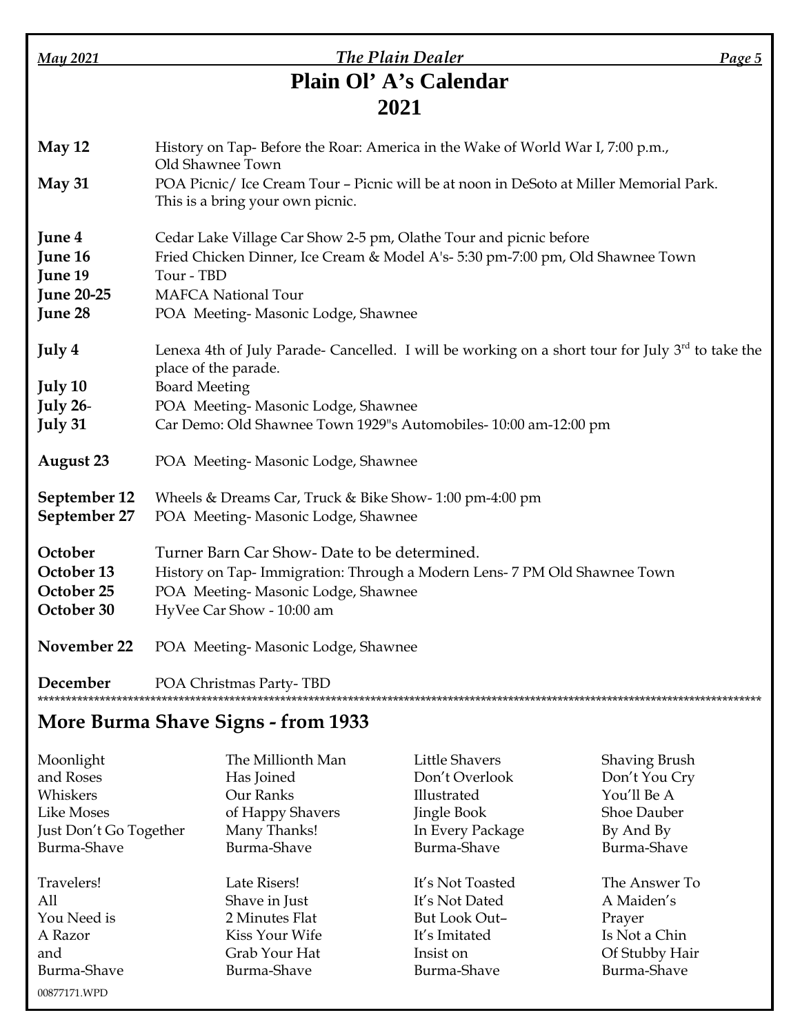# Plain Ol' A's Calendar

# 2021

**May 12** History on Tap- Before the Roar: America in the Wake of World War I, 7:00 p.m., Old Shawnee Town

**May 31** POA Picnic/ Ice Cream Tour – Picnic will be at noon in DeSoto at Miller Memorial Park. This is a bring your own picnic.

**June 4** Cedar Lake Village Car Show 2-5 pm, Olathe Tour and picnic before

**June 16** Fried Chicken Dinner, Ice Cream & Model A's- 5:30 pm-7:00 pm, Old Shawnee Town

**June 19** Tour - TBD

**June 20-25** MAFCA National Tour

**June 28** POA Meeting- Masonic Lodge, Shawnee

**July 4** Lenexa 4th of July Parade- Cancelled. I will be working on a short tour for July 3rd to take the place of the parade.

**July 10** Board Meeting

**July 26**- POA Meeting- Masonic Lodge, Shawnee

**July 31** Car Demo: Old Shawnee Town 1929"s Automobiles- 10:00 am-12:00 pm

**August 23** POA Meeting- Masonic Lodge, Shawnee

**September 12** Wheels & Dreams Car, Truck & Bike Show- 1:00 pm-4:00 pm

**September 27** POA Meeting- Masonic Lodge, Shawnee

**October** Turner Barn Car Show- Date to be determined.

**October 13** History on Tap- Immigration: Through a Modern Lens- 7 PM Old Shawnee Town

**October 25** POA Meeting- Masonic Lodge, Shawnee

**October 30** HyVee Car Show - 10:00 am

**November 22** POA Meeting- Masonic Lodge, Shawnee

**December** POA Christmas Party- TBD

*****************************************************************************************************************************

## More Burma Shave Signs - from 1933

Moonlight
and Roses
Whiskers
Like Moses
Just Don't Go Together
Burma-Shave

The Millionth Man
Has Joined
Our Ranks
of Happy Shavers
Many Thanks!
Burma-Shave

Little Shavers
Don't Overlook
Illustrated
Jingle Book
In Every Package
Burma-Shave

Shaving Brush
Don't You Cry
You'll Be A
Shoe Dauber
By And By
Burma-Shave

Travelers!
All
You Need is
A Razor
and
Burma-Shave

Late Risers!
Shave in Just
2 Minutes Flat
Kiss Your Wife
Grab Your Hat
Burma-Shave

It's Not Toasted
It's Not Dated
But Look Out–
It's Imitated
Insist on
Burma-Shave

The Answer To
A Maiden's
Prayer
Is Not a Chin
Of Stubby Hair
Burma-Shave

00877171.WPD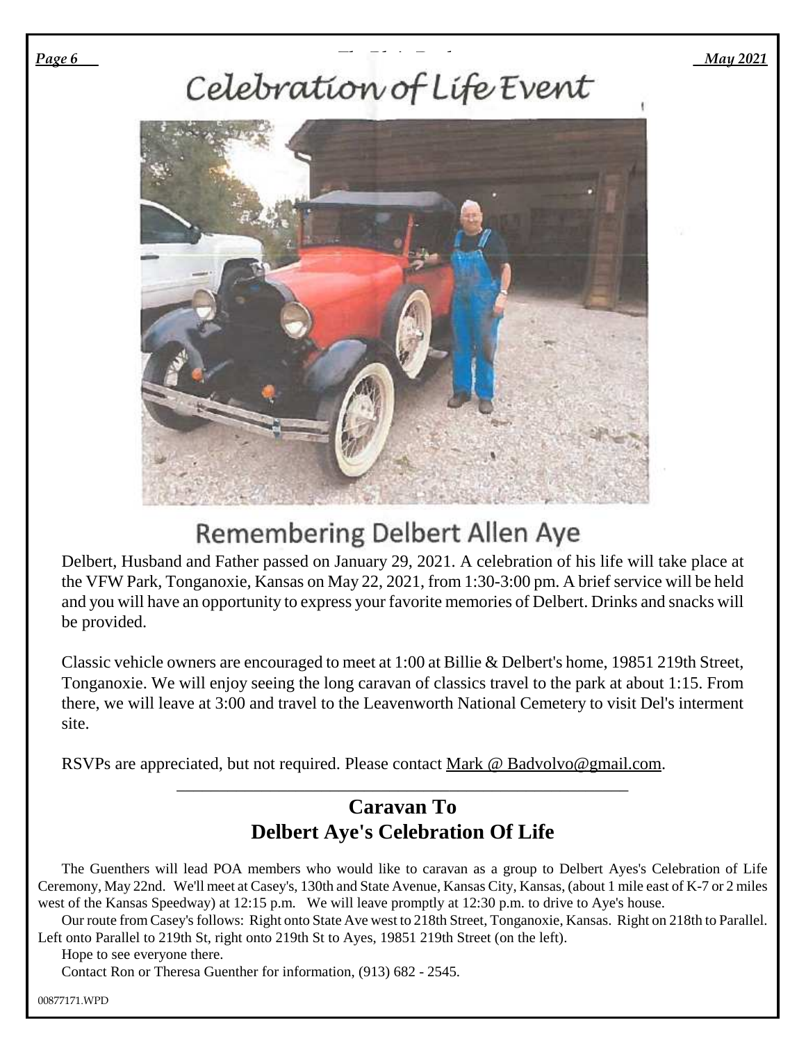# Celebration of Life Event

## Remembering Delbert Allen Aye

Delbert, Husband and Father passed on January 29, 2021. A celebration of his life will take place at the VFW Park, Tonganoxie, Kansas on May 22, 2021, from 1:30-3:00 pm. A brief service will be held and you will have an opportunity to express your favorite memories of Delbert. Drinks and snacks will be provided.

Classic vehicle owners are encouraged to meet at 1:00 at Billie & Delbert's home, 19851 219th Street, Tonganoxie. We will enjoy seeing the long caravan of classics travel to the park at about 1:15. From there, we will leave at 3:00 and travel to the Leavenworth National Cemetery to visit Del's interment site.

RSVPs are appreciated, but not required. Please contact Mark @ Badvolvo@gmail.com.

---

## Caravan To Delbert Aye's Celebration Of Life

The Guenthers will lead POA members who would like to caravan as a group to Delbert Ayes's Celebration of Life Ceremony, May 22nd. We'll meet at Casey's, 130th and State Avenue, Kansas City, Kansas, (about 1 mile east of K-7 or 2 miles west of the Kansas Speedway) at 12:15 p.m. We will leave promptly at 12:30 p.m. to drive to Aye's house.

Our route from Casey's follows: Right onto State Ave west to 218th Street, Tonganoxie, Kansas. Right on 218th to Parallel. Left onto Parallel to 219th St, right onto 219th St to Ayes, 19851 219th Street (on the left).

Hope to see everyone there.

Contact Ron or Theresa Guenther for information, (913) 682 - 2545.

00877171.WPD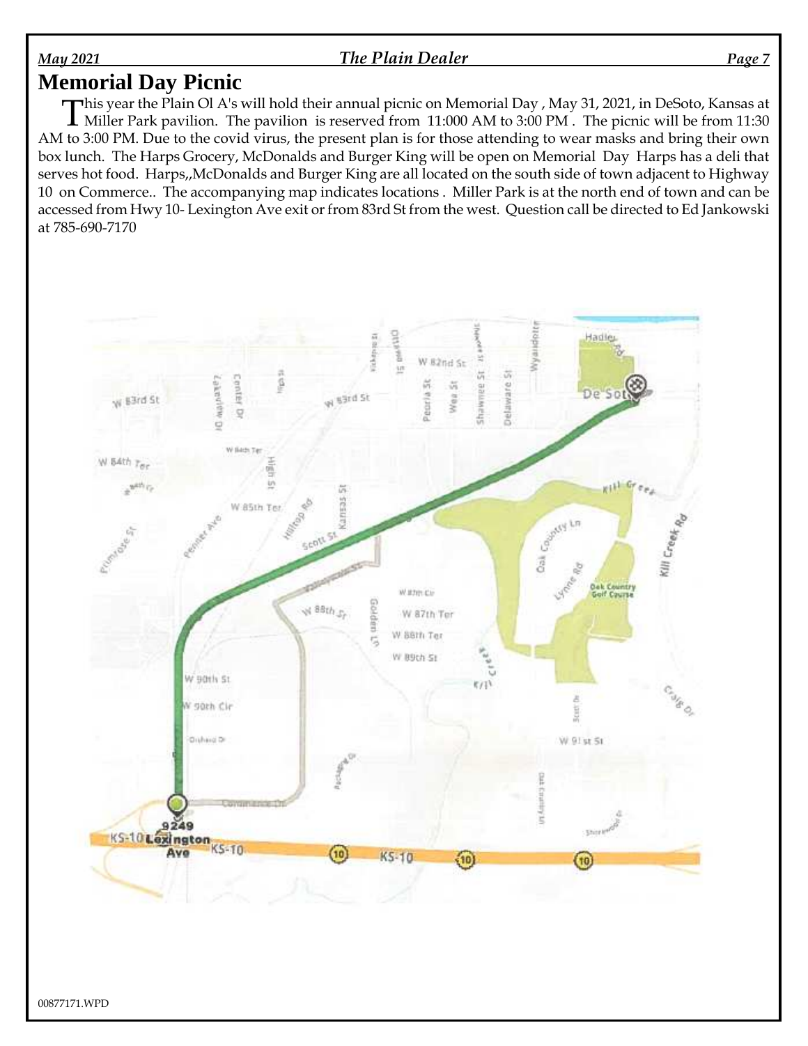# Memorial Day Picnic

This year the Plain Ol A's will hold their annual picnic on Memorial Day , May 31, 2021, in DeSoto, Kansas at Miller Park pavilion. The pavilion is reserved from 11:000 AM to 3:00 PM . The picnic will be from 11:30 AM to 3:00 PM. Due to the covid virus, the present plan is for those attending to wear masks and bring their own box lunch. The Harps Grocery, McDonalds and Burger King will be open on Memorial Day Harps has a deli that serves hot food. Harps,,McDonalds and Burger King are all located on the south side of town adjacent to Highway 10 on Commerce.. The accompanying map indicates locations . Miller Park is at the north end of town and can be accessed from Hwy 10- Lexington Ave exit or from 83rd St from the west. Question call be directed to Ed Jankowski at 785-690-7170

00877171.WPD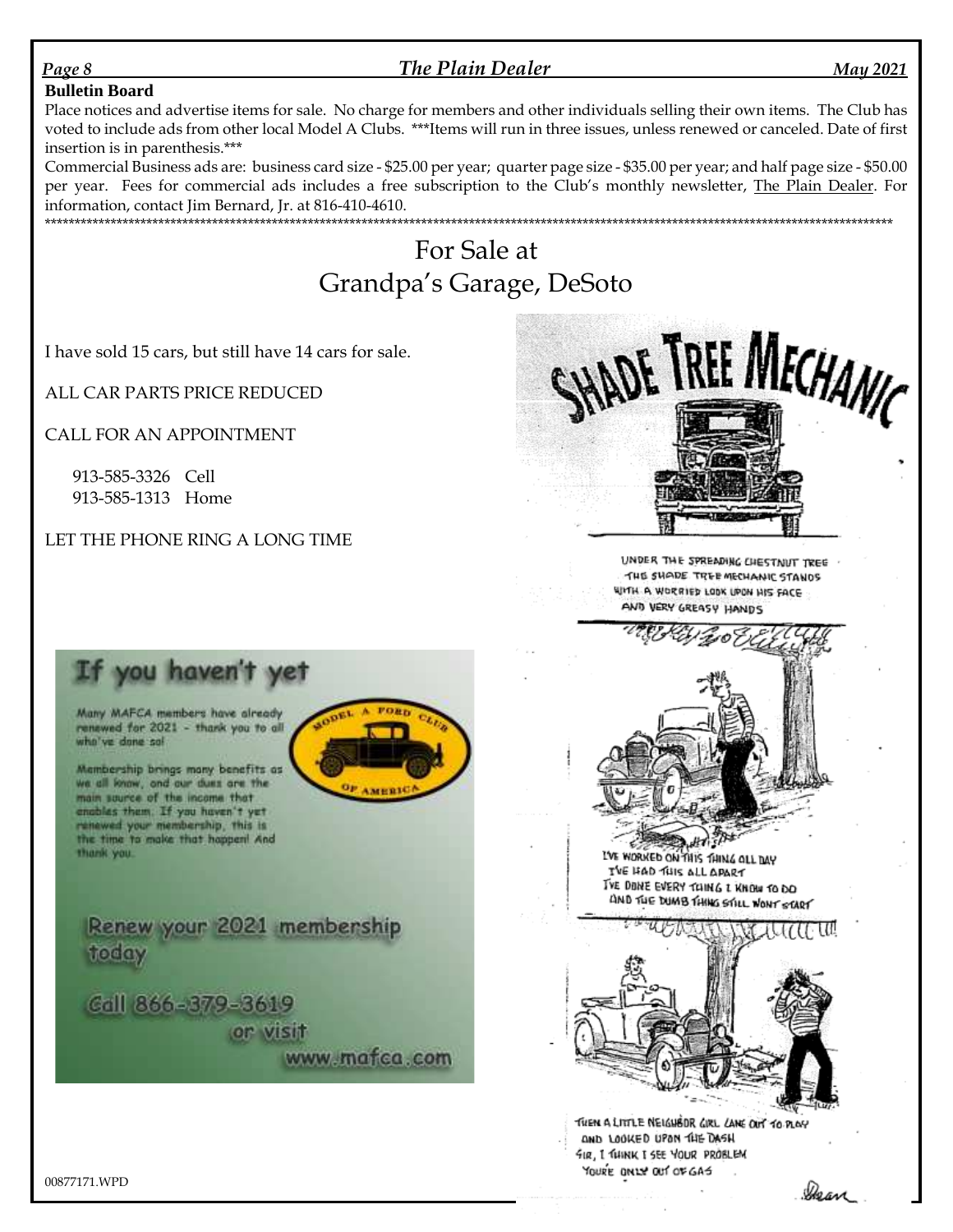## Bulletin Board

Place notices and advertise items for sale. No charge for members and other individuals selling their own items. The Club has voted to include ads from other local Model A Clubs. ***Items will run in three issues, unless renewed or canceled. Date of first insertion is in parenthesis.***

Commercial Business ads are: business card size - $25.00 per year; quarter page size - $35.00 per year; and half page size - $50.00 per year. Fees for commercial ads includes a free subscription to the Club's monthly newsletter, The Plain Dealer. For information, contact Jim Bernard, Jr. at 816-410-4610.

*************************************************************************************************************************************************

# For Sale at Grandpa's Garage, DeSoto

I have sold 15 cars, but still have 14 cars for sale.

ALL CAR PARTS PRICE REDUCED

CALL FOR AN APPOINTMENT

913-585-3326 Cell
913-585-1313 Home

LET THE PHONE RING A LONG TIME

## If you haven't yet

Many MAFCA members have already renewed for 2021 - thank you to all who've done so!

Membership brings many benefits as we all know, and our dues are the main source of the income that enables them. If you haven't yet renewed your membership, this is the time to make that happen! And thank you.

MODEL A FORD CLUB OF AMERICA

Renew your 2021 membership today

Call 866-379-3619 or visit www.mafca.com

## SHADE TREE MECHANIC

UNDER THE SPREADING CHESTNUT TREE
THE SHADE TREE MECHANIC STANDS
WITH A WORRIED LOOK UPON HIS FACE
AND VERY GREASY HANDS

I'VE WORKED ON THIS THING ALL DAY
I'VE HAD THIS ALL APART
I'VE DONE EVERY THING I KNOW TO DO
AND THE DUMB THING STILL WONT START

THEN A LITTLE NEIGHBOR GIRL CAME OUT TO PLAY
AND LOOKED UPON THE DASH
SIR, I THINK I SEE YOUR PROBLEM
YOU'RE ONLY OUT OF GAS

Dean

00877171.WPD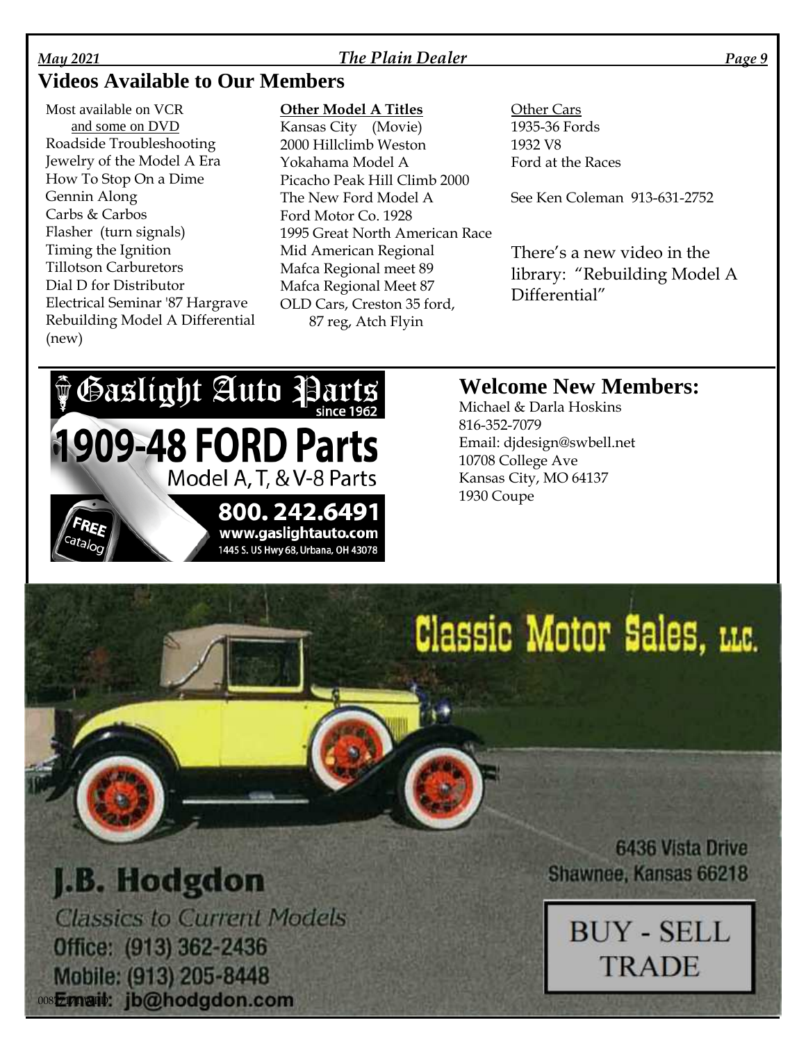## Videos Available to Our Members

Most available on VCR
and some on DVD

Roadside Troubleshooting
Jewelry of the Model A Era
How To Stop On a Dime
Gennin Along
Carbs & Carbos
Flasher (turn signals)
Timing the Ignition
Tillotson Carburetors
Dial D for Distributor
Electrical Seminar '87 Hargrave
Rebuilding Model A Differential (new)

**Other Model A Titles**

Kansas City (Movie)
2000 Hillclimb Weston
Yokahama Model A
Picacho Peak Hill Climb 2000
The New Ford Model A
Ford Motor Co. 1928
1995 Great North American Race
Mid American Regional
Mafca Regional meet 89
Mafca Regional Meet 87
OLD Cars, Creston 35 ford, 87 reg, Atch Flyin

Other Cars

1935-36 Fords
1932 V8
Ford at the Races

See Ken Coleman 913-631-2752

There's a new video in the library: "Rebuilding Model A Differential"

Gaslight Auto Parts since 1962

1909-48 FORD Parts

Model A, T, & V-8 Parts

FREE catalog

800. 242.6491

www.gaslightauto.com

1445 S. US Hwy 68, Urbana, OH 43078

## Welcome New Members:

Michael & Darla Hoskins
816-352-7079
Email: djdesign@swbell.net
10708 College Ave
Kansas City, MO 64137
1930 Coupe

Classic Motor Sales, LLC.

J.B. Hodgdon

Classics to Current Models

Office: (913) 362-2436
Mobile: (913) 205-8448
Email: jb@hodgdon.com

6436 Vista Drive
Shawnee, Kansas 66218

BUY - SELL
TRADE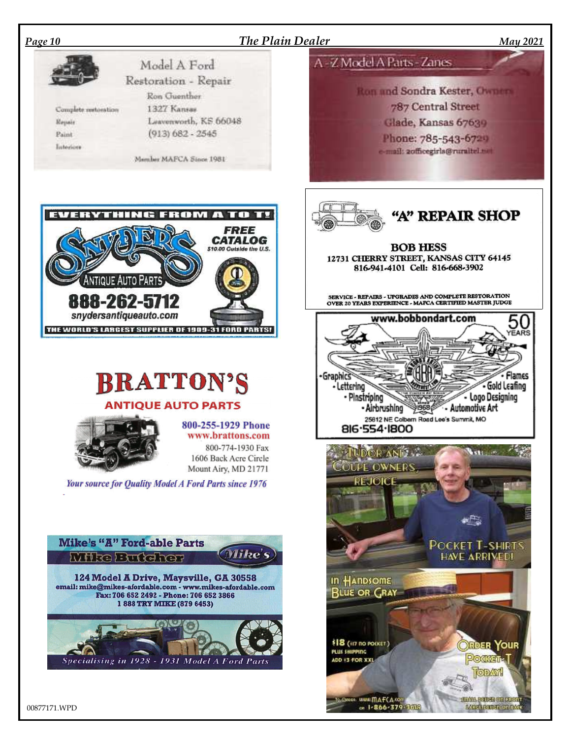## Model A Ford Restoration - Repair

Ron Guenther
1327 Kansas
Leavenworth, KS 66048
(913) 682 - 2545

- Complete restoration
- Repair
- Paint
- Interiors

Member MAFCA Since 1981

## EVERYTHING FROM A TO T!

**SNYDER'S ANTIQUE AUTO PARTS**

**FREE CATALOG**
$10.00 Outside the U.S.

**888-262-5712**
*snydersantiqueauto.com*

**THE WORLD'S LARGEST SUPPLIER OF 1909-31 FORD PARTS!**

## BRATTON'S

**ANTIQUE AUTO PARTS**

800-255-1929 Phone
www.brattons.com
800-774-1930 Fax
1606 Back Acre Circle
Mount Airy, MD 21771

*Your source for Quality Model A Ford Parts since 1976*

## Mike's "A" Ford-able Parts

**Mike Butcher**

**124 Model A Drive, Maysville, GA 30558**
**email: mike@mikes-afordable.com - www.mikes-afordable.com**
**Fax: 706 652 2492 - Phone: 706 652 3866**
**1 888 TRY MIKE (879 6453)**

*Specialising in 1928 - 1931 Model A Ford Parts*

## A-Z Model A Parts - Zanes

Ron and Sondra Kester, Owners
787 Central Street
Glade, Kansas 67639
Phone: 785-543-6729
e-mail: 2officegirls@ruraltel.net

## "A" REPAIR SHOP

**BOB HESS**
**12731 CHERRY STREET, KANSAS CITY 64145**
**816-941-4101 Cell: 816-668-3902**

**SERVICE - REPAIRS - UPGRADES AND COMPLETE RESTORATION**
**OVER 20 YEARS EXPERIENCE - MAFCA CERTIFIED MASTER JUDGE**

## www.bobbondart.com

50 YEARS

- Graphics
- Lettering
- Pinstriping
- Airbrushing
- Flames
- Gold Leafing
- Logo Designing
- Automotive Art

25612 NE Colbern Road Lee's Summit, MO
816·554·1800

## TUDOR AND COUPE OWNERS, REJOICE

POCKET T-SHIRTS HAVE ARRIVED!

IN HANDSOME BLUE OR GRAY

$18 ($17 NO POCKET)
PLUS SHIPPING
ADD $3 FOR XXL

ORDER YOUR POCKET-T TODAY!

TO ORDER: WWW.MAFCA.COM or 1-866-379-3619

SMALL DESIGN ON FRONT
LARGE DESIGN ON BACK

00877171.WPD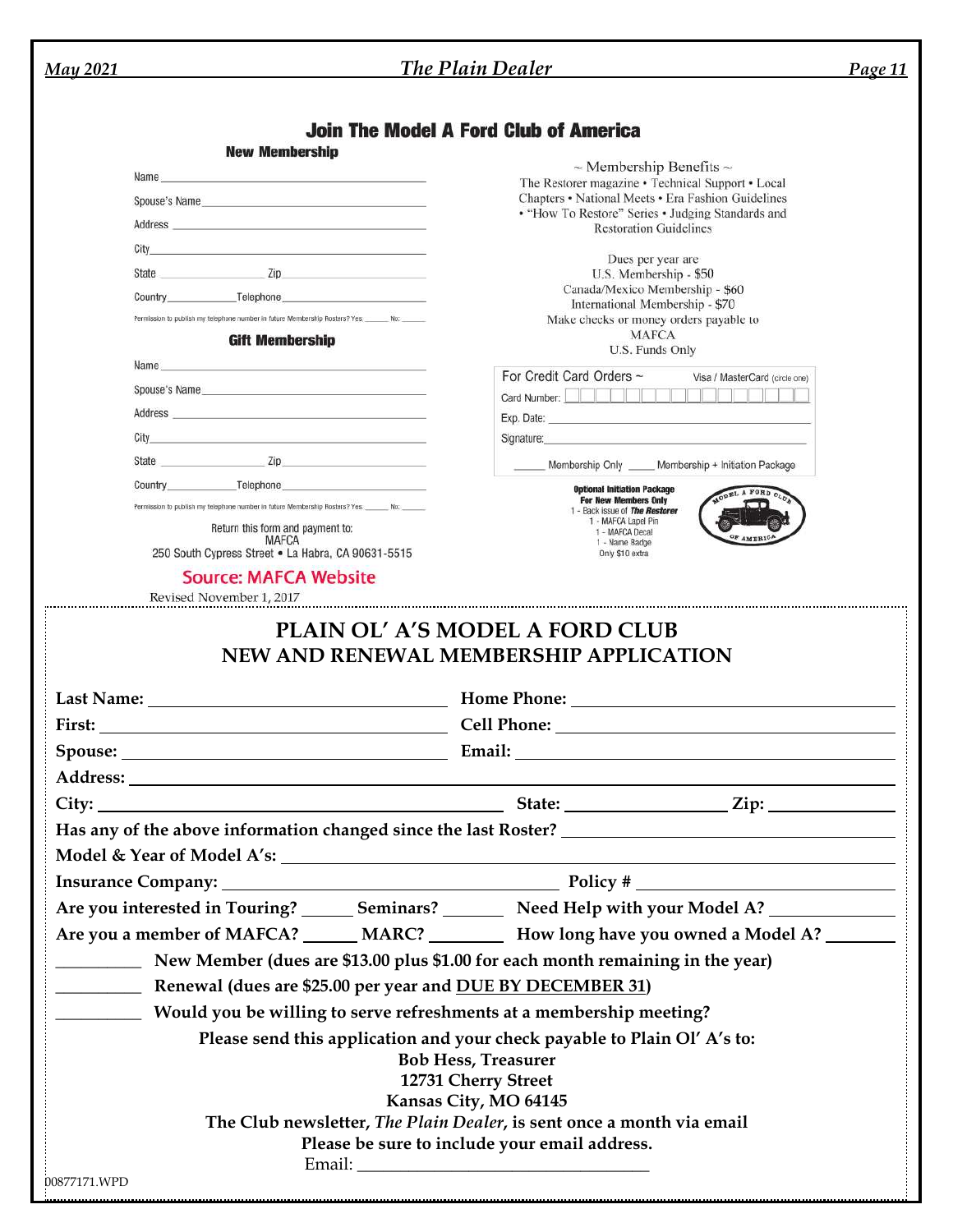## Join The Model A Ford Club of America

### New Membership

Name ____________________

Spouse's Name ____________________

Address ____________________

City ____________________

State __________ Zip __________

Country __________ Telephone __________

Permission to publish my telephone number in future Membership Rosters? Yes: _____ No: _____

### Gift Membership

Name ____________________

Spouse's Name ____________________

Address ____________________

City ____________________

State __________ Zip __________

Country __________ Telephone __________

Permission to publish my telephone number in future Membership Rosters? Yes: _____ No: _____

Return this form and payment to:
MAFCA
250 South Cypress Street • La Habra, CA 90631-5515

~ Membership Benefits ~

The Restorer magazine • Technical Support • Local Chapters • National Meets • Era Fashion Guidelines • "How To Restore" Series • Judging Standards and Restoration Guidelines

Dues per year are
U.S. Membership - $50
Canada/Mexico Membership - $60
International Membership - $70
Make checks or money orders payable to MAFCA
U.S. Funds Only

For Credit Card Orders ~ Visa / MasterCard (circle one)

Card Number: ____________________

Exp. Date: ____________________

Signature: ____________________

_____ Membership Only _____ Membership + Initiation Package

**Optional Initiation Package**
**For New Members Only**
1 - Back issue of ***The Restorer***
1 - MAFCA Lapel Pin
1 - MAFCA Decal
1 - Name Badge
Only $10 extra

Source: MAFCA Website

Revised November 1, 2017

## PLAIN OL' A'S MODEL A FORD CLUB
## NEW AND RENEWAL MEMBERSHIP APPLICATION

**Last Name:** ____________________ **Home Phone:** ____________________

**First:** ____________________ **Cell Phone:** ____________________

**Spouse:** ____________________ **Email:** ____________________

**Address:** ____________________

**City:** ____________________ **State:** __________ **Zip:** __________

**Has any of the above information changed since the last Roster?** ____________________

**Model & Year of Model A's:** ____________________

**Insurance Company:** ____________________ **Policy #** ____________________

**Are you interested in Touring?** _____ **Seminars?** _____ **Need Help with your Model A?** _____

**Are you a member of MAFCA?** _____ **MARC?** _____ **How long have you owned a Model A?** _____

_________ **New Member (dues are $13.00 plus $1.00 for each month remaining in the year)**

_________ **Renewal (dues are $25.00 per year and DUE BY DECEMBER 31)**

_________ **Would you be willing to serve refreshments at a membership meeting?**

**Please send this application and your check payable to Plain Ol' A's to:**
**Bob Hess, Treasurer**
**12731 Cherry Street**
**Kansas City, MO 64145**
**The Club newsletter, *The Plain Dealer*, is sent once a month via email**
**Please be sure to include your email address.**

Email: ____________________

00877171.WPD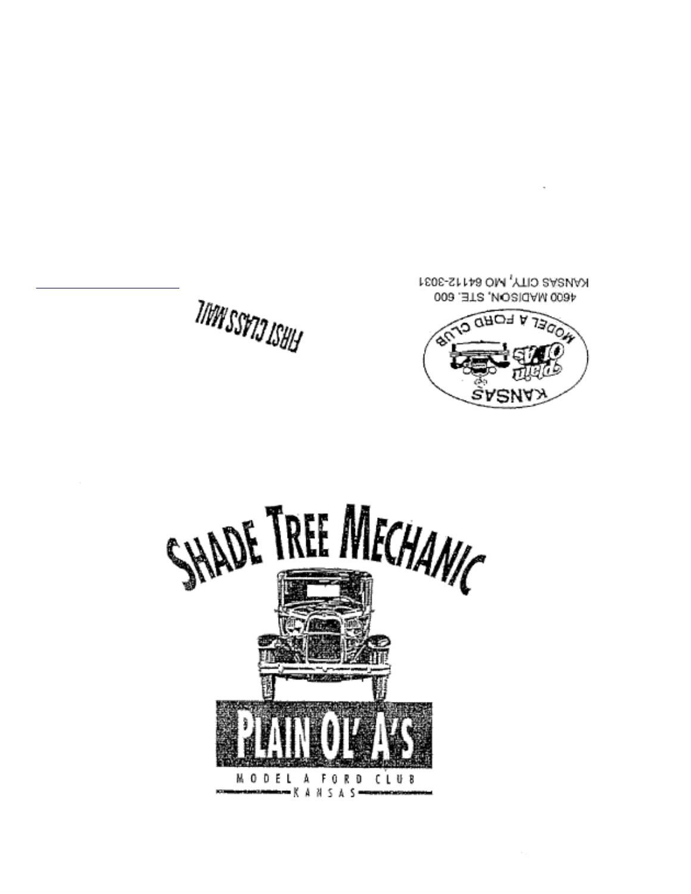KANSAS

MODEL A FORD CLUB

Plain Ol' A's

4600 MADISON, STE. 600

KANSAS CITY, MO 64112-3031

FIRST CLASS MAIL

---

SHADE TREE MECHANIC

PLAIN OL' A'S

MODEL A FORD CLUB

KANSAS